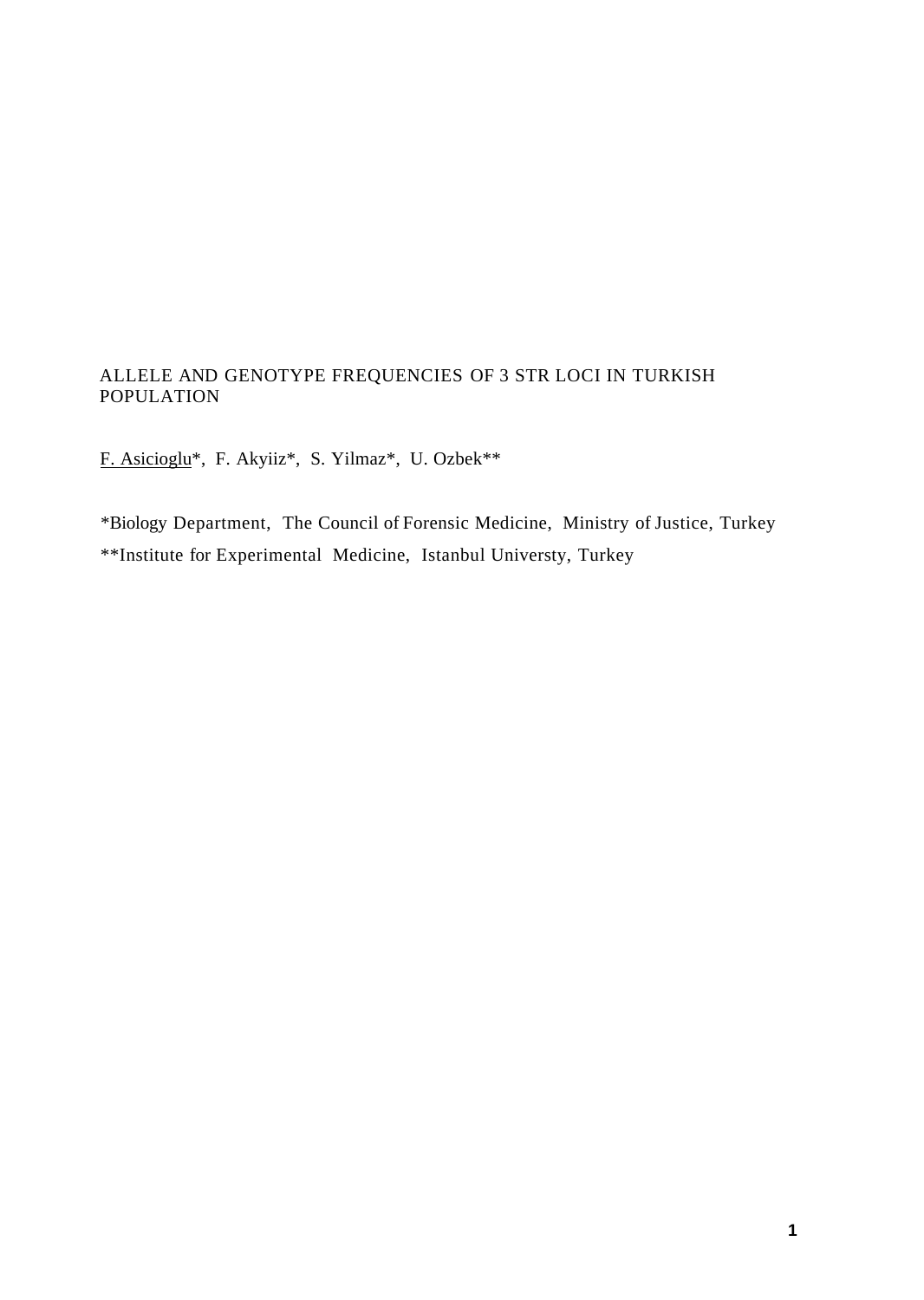# ALLELE AND GENOTYPE FREQUENCIES OF 3 STR LOCI IN TURKISH POPULATION

F. Asicioglu*, F. Akyiiz*, S. Yilmaz*, U. Ozbek**

*Biology Department, The Council of Forensic Medicine, Ministry of Justice, Turkey

**Institute for Experimental Medicine, Istanbul Universty, Turkey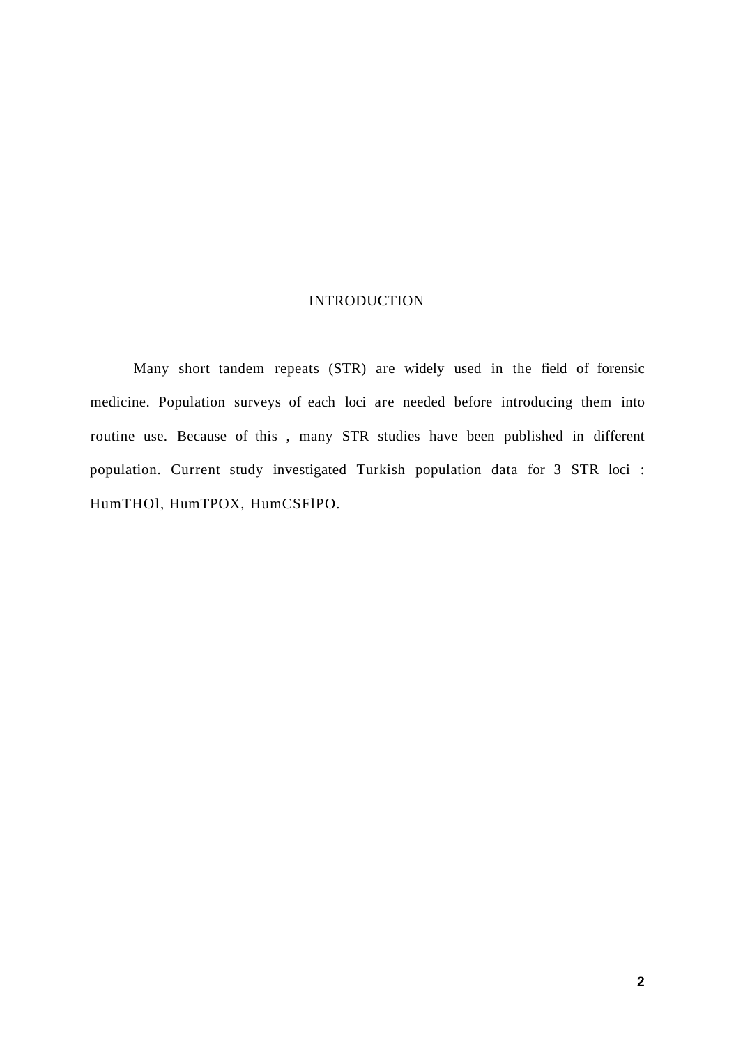# INTRODUCTION

Many short tandem repeats (STR) are widely used in the field of forensic medicine. Population surveys of each loci are needed before introducing them into routine use. Because of this , many STR studies have been published in different population. Current study investigated Turkish population data for 3 STR loci : HumTHOl, HumTPOX, HumCSFlPO.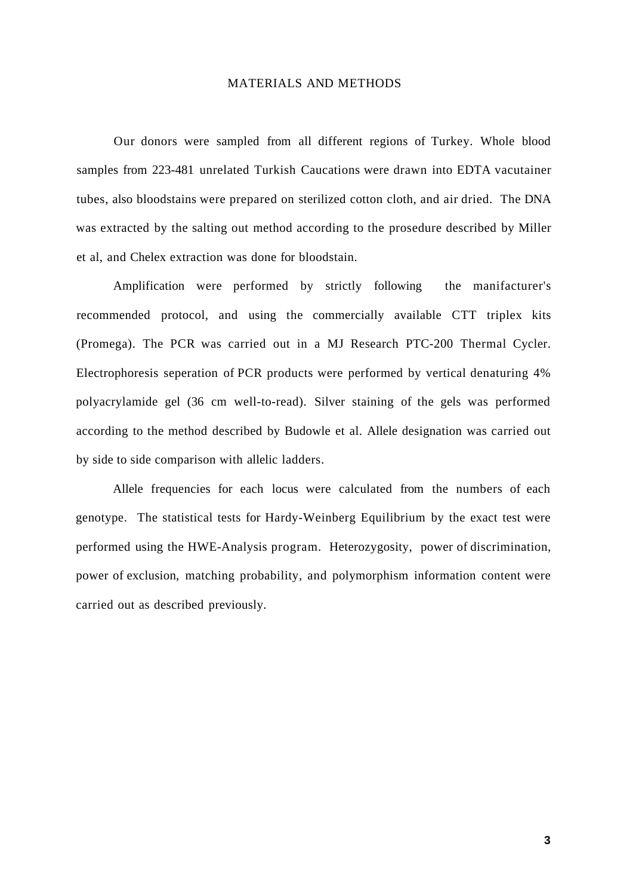# MATERIALS AND METHODS

Our donors were sampled from all different regions of Turkey. Whole blood samples from 223-481 unrelated Turkish Caucations were drawn into EDTA vacutainer tubes, also bloodstains were prepared on sterilized cotton cloth, and air dried. The DNA was extracted by the salting out method according to the prosedure described by Miller et al, and Chelex extraction was done for bloodstain.

Amplification were performed by strictly following the manifacturer's recommended protocol, and using the commercially available CTT triplex kits (Promega). The PCR was carried out in a MJ Research PTC-200 Thermal Cycler. Electrophoresis seperation of PCR products were performed by vertical denaturing 4% polyacrylamide gel (36 cm well-to-read). Silver staining of the gels was performed according to the method described by Budowle et al. Allele designation was carried out by side to side comparison with allelic ladders.

Allele frequencies for each locus were calculated from the numbers of each genotype. The statistical tests for Hardy-Weinberg Equilibrium by the exact test were performed using the HWE-Analysis program. Heterozygosity, power of discrimination, power of exclusion, matching probability, and polymorphism information content were carried out as described previously.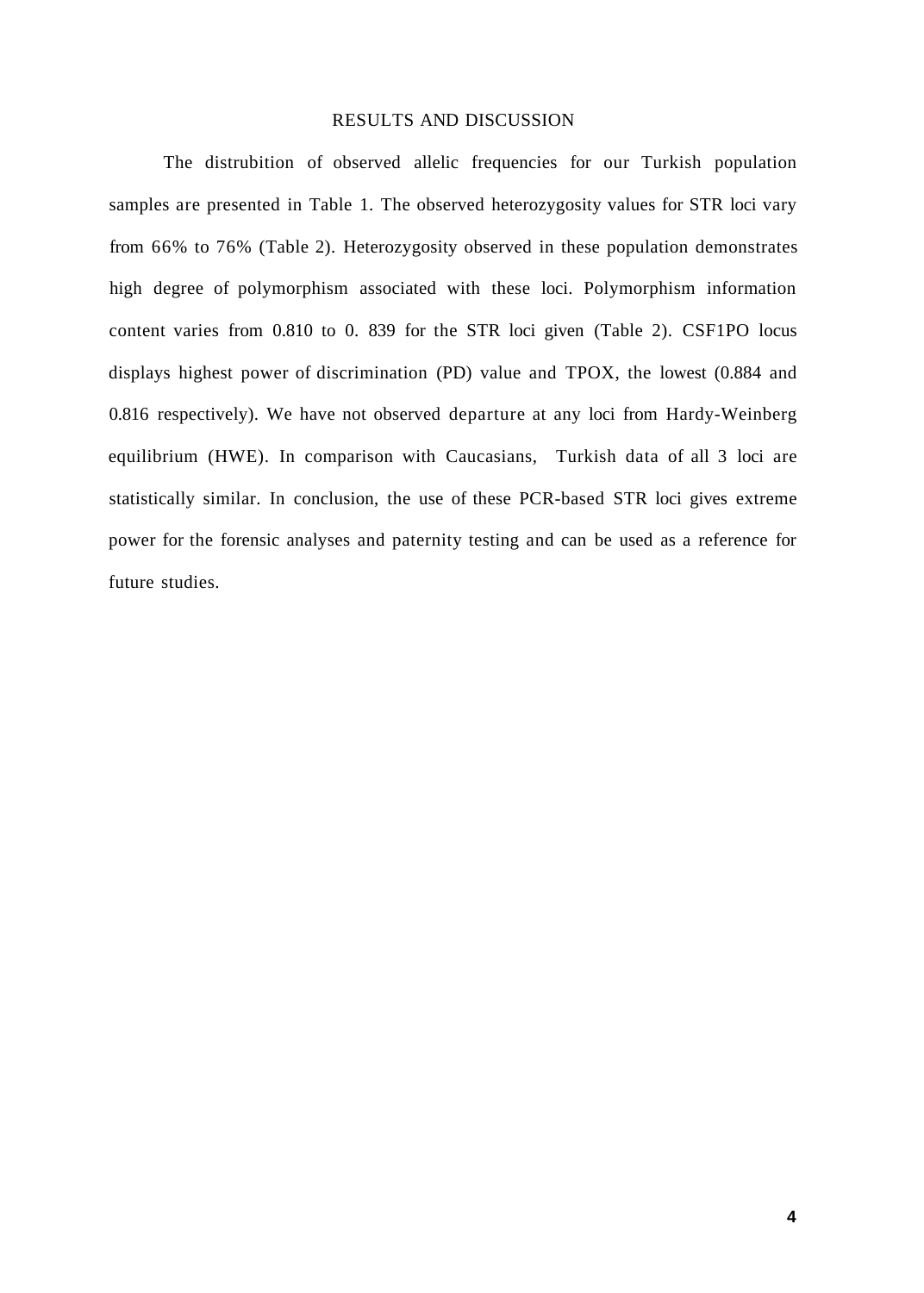## RESULTS AND DISCUSSION

The distrubition of observed allelic frequencies for our Turkish population samples are presented in Table 1. The observed heterozygosity values for STR loci vary from 66% to 76% (Table 2). Heterozygosity observed in these population demonstrates high degree of polymorphism associated with these loci. Polymorphism information content varies from 0.810 to 0. 839 for the STR loci given (Table 2). CSF1PO locus displays highest power of discrimination (PD) value and TPOX, the lowest (0.884 and 0.816 respectively). We have not observed departure at any loci from Hardy-Weinberg equilibrium (HWE). In comparison with Caucasians, Turkish data of all 3 loci are statistically similar. In conclusion, the use of these PCR-based STR loci gives extreme power for the forensic analyses and paternity testing and can be used as a reference for future studies.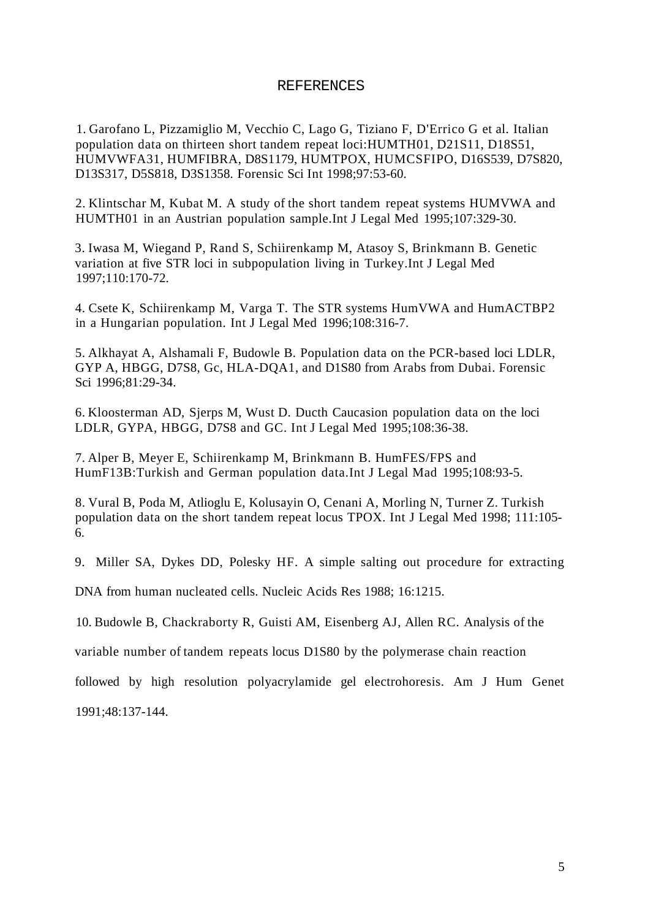# REFERENCES

1. Garofano L, Pizzamiglio M, Vecchio C, Lago G, Tiziano F, D'Errico G et al. Italian population data on thirteen short tandem repeat loci:HUMTH01, D21S11, D18S51, HUMVWFA31, HUMFIBRA, D8S1179, HUMTPOX, HUMCSFIPO, D16S539, D7S820, D13S317, D5S818, D3S1358. Forensic Sci Int 1998;97:53-60.

2. Klintschar M, Kubat M. A study of the short tandem repeat systems HUMVWA and HUMTH01 in an Austrian population sample.Int J Legal Med 1995;107:329-30.

3. Iwasa M, Wiegand P, Rand S, Schiirenkamp M, Atasoy S, Brinkmann B. Genetic variation at five STR loci in subpopulation living in Turkey.Int J Legal Med 1997;110:170-72.

4. Csete K, Schiirenkamp M, Varga T. The STR systems HumVWA and HumACTBP2 in a Hungarian population. Int J Legal Med 1996;108:316-7.

5. Alkhayat A, Alshamali F, Budowle B. Population data on the PCR-based loci LDLR, GYP A, HBGG, D7S8, Gc, HLA-DQA1, and D1S80 from Arabs from Dubai. Forensic Sci 1996;81:29-34.

6. Kloosterman AD, Sjerps M, Wust D. Ducth Caucasion population data on the loci LDLR, GYPA, HBGG, D7S8 and GC. Int J Legal Med 1995;108:36-38.

7. Alper B, Meyer E, Schiirenkamp M, Brinkmann B. HumFES/FPS and HumF13B:Turkish and German population data.Int J Legal Mad 1995;108:93-5.

8. Vural B, Poda M, Atlioglu E, Kolusayin O, Cenani A, Morling N, Turner Z. Turkish population data on the short tandem repeat locus TPOX. Int J Legal Med 1998; 111:105-6.

9. Miller SA, Dykes DD, Polesky HF. A simple salting out procedure for extracting DNA from human nucleated cells. Nucleic Acids Res 1988; 16:1215.

10. Budowle B, Chackraborty R, Guisti AM, Eisenberg AJ, Allen RC. Analysis of the variable number of tandem repeats locus D1S80 by the polymerase chain reaction followed by high resolution polyacrylamide gel electrohoresis. Am J Hum Genet 1991;48:137-144.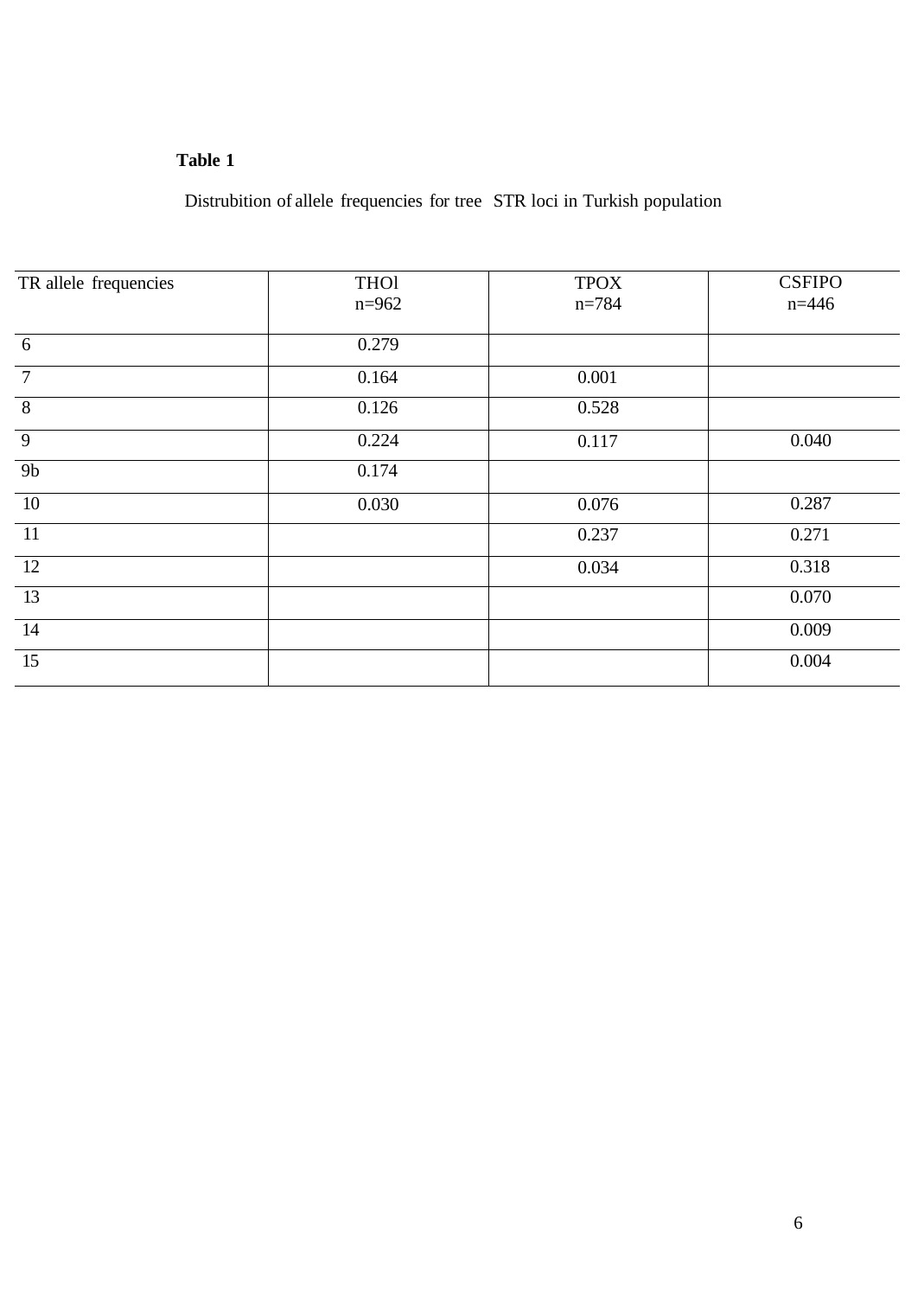**Table 1**

Distrubition of allele frequencies for tree STR loci in Turkish population

| TR allele frequencies | THOl n=962 | TPOX n=784 | CSFIPO n=446 |
|---|---|---|---|
| 6 | 0.279 | | |
| 7 | 0.164 | 0.001 | |
| 8 | 0.126 | 0.528 | |
| 9 | 0.224 | 0.117 | 0.040 |
| 9b | 0.174 | | |
| 10 | 0.030 | 0.076 | 0.287 |
| 11 | | 0.237 | 0.271 |
| 12 | | 0.034 | 0.318 |
| 13 | | | 0.070 |
| 14 | | | 0.009 |
| 15 | | | 0.004 |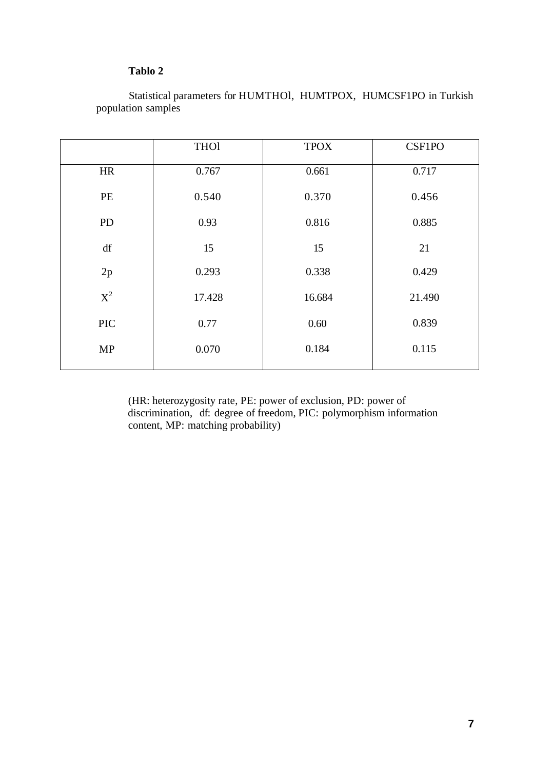**Tablo 2**

Statistical parameters for HUMTHOl, HUMTPOX, HUMCSF1PO in Turkish population samples

| | THOl | TPOX | CSF1PO |
|---|---|---|---|
| HR | 0.767 | 0.661 | 0.717 |
| PE | 0.540 | 0.370 | 0.456 |
| PD | 0.93 | 0.816 | 0.885 |
| df | 15 | 15 | 21 |
| 2p | 0.293 | 0.338 | 0.429 |
| $X^2$ | 17.428 | 16.684 | 21.490 |
| PIC | 0.77 | 0.60 | 0.839 |
| MP | 0.070 | 0.184 | 0.115 |

(HR: heterozygosity rate, PE: power of exclusion, PD: power of discrimination, df: degree of freedom, PIC: polymorphism information content, MP: matching probability)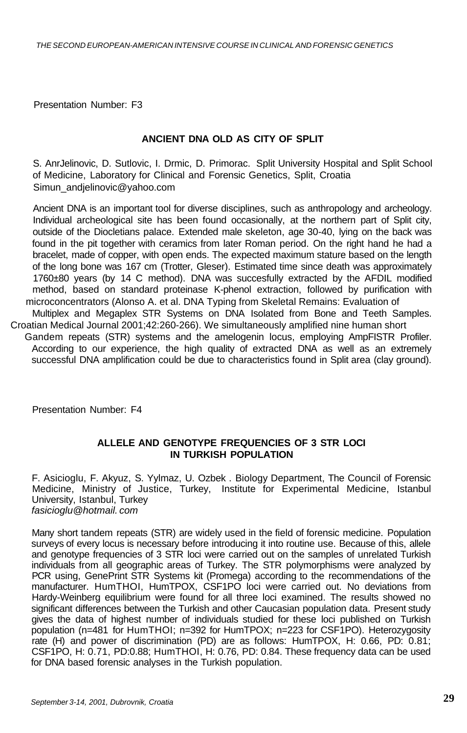Presentation Number: F3

## ANCIENT DNA OLD AS CITY OF SPLIT

S. AnrJelinovic, D. Sutlovic, I. Drmic, D. Primorac. Split University Hospital and Split School of Medicine, Laboratory for Clinical and Forensic Genetics, Split, Croatia
Simun_andjelinovic@yahoo.com

Ancient DNA is an important tool for diverse disciplines, such as anthropology and archeology. Individual archeological site has been found occasionally, at the northern part of Split city, outside of the Diocletians palace. Extended male skeleton, age 30-40, lying on the back was found in the pit together with ceramics from later Roman period. On the right hand he had a bracelet, made of copper, with open ends. The expected maximum stature based on the length of the long bone was 167 cm (Trotter, Gleser). Estimated time since death was approximately 1760±80 years (by 14 C method). DNA was succesfully extracted by the AFDIL modified method, based on standard proteinase K-phenol extraction, followed by purification with microconcentrators (Alonso A. et al. DNA Typing from Skeletal Remains: Evaluation of Multiplex and Megaplex STR Systems on DNA Isolated from Bone and Teeth Samples. Croatian Medical Journal 2001;42:260-266). We simultaneously amplified nine human short Gandem repeats (STR) systems and the amelogenin locus, employing AmpFlSTR Profiler. According to our experience, the high quality of extracted DNA as well as an extremely successful DNA amplification could be due to characteristics found in Split area (clay ground).

Presentation Number: F4

## ALLELE AND GENOTYPE FREQUENCIES OF 3 STR LOCI IN TURKISH POPULATION

F. Asicioglu, F. Akyuz, S. Yylmaz, U. Ozbek . Biology Department, The Council of Forensic Medicine, Ministry of Justice, Turkey, Institute for Experimental Medicine, Istanbul University, Istanbul, Turkey
*fasicioglu@hotmail. com*

Many short tandem repeats (STR) are widely used in the field of forensic medicine. Population surveys of every locus is necessary before introducing it into routine use. Because of this, allele and genotype frequencies of 3 STR loci were carried out on the samples of unrelated Turkish individuals from all geographic areas of Turkey. The STR polymorphisms were analyzed by PCR using, GenePrint STR Systems kit (Promega) according to the recommendations of the manufacturer. HumTHOI, HumTPOX, CSF1PO loci were carried out. No deviations from Hardy-Weinberg equilibrium were found for all three loci examined. The results showed no significant differences between the Turkish and other Caucasian population data. Present study gives the data of highest number of individuals studied for these loci published on Turkish population (n=481 for HumTHOI; n=392 for HumTPOX; n=223 for CSF1PO). Heterozygosity rate (H) and power of discrimination (PD) are as follows: HumTPOX, H: 0.66, PD: 0.81; CSF1PO, H: 0.71, PD:0.88; HumTHOI, H: 0.76, PD: 0.84. These frequency data can be used for DNA based forensic analyses in the Turkish population.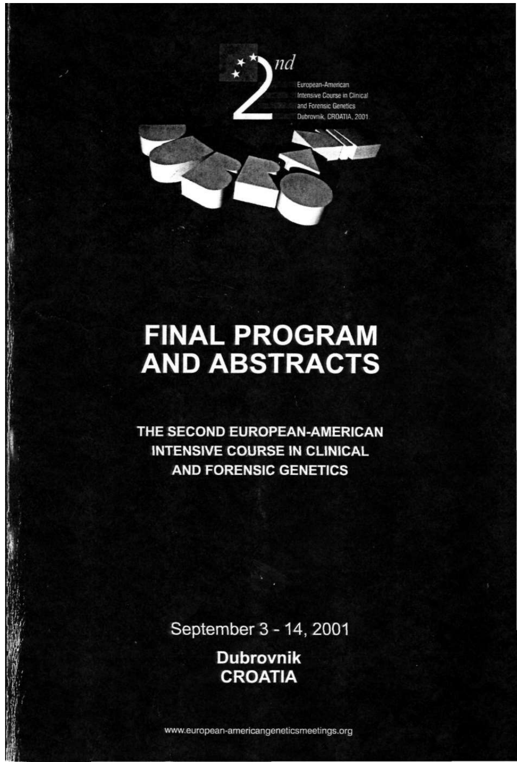2nd

European-American Intensive Course in Clinical and Forensic Genetics Dubrovnik, CROATIA, 2001

# FINAL PROGRAM AND ABSTRACTS

## THE SECOND EUROPEAN-AMERICAN INTENSIVE COURSE IN CLINICAL AND FORENSIC GENETICS

September 3 - 14, 2001

**Dubrovnik**
**CROATIA**

www.european-americangeneticsmeetings.org